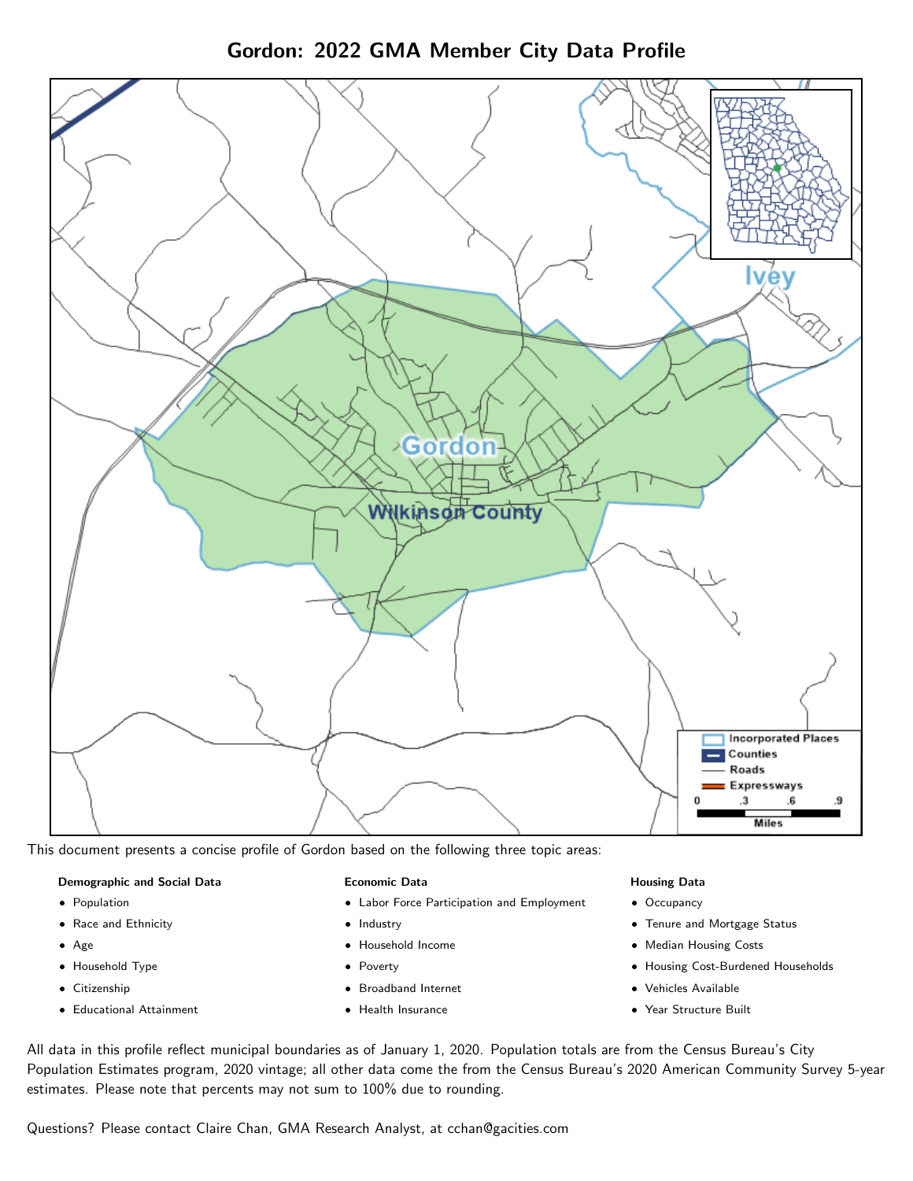# Gordon: 2022 GMA Member City Data Profile

This document presents a concise profile of Gordon based on the following three topic areas:

**Demographic and Social Data**

- Population
- Race and Ethnicity
- Age
- Household Type
- Citizenship
- Educational Attainment

**Economic Data**

- Labor Force Participation and Employment
- Industry
- Household Income
- Poverty
- Broadband Internet
- Health Insurance

**Housing Data**

- Occupancy
- Tenure and Mortgage Status
- Median Housing Costs
- Housing Cost-Burdened Households
- Vehicles Available
- Year Structure Built

All data in this profile reflect municipal boundaries as of January 1, 2020. Population totals are from the Census Bureau's City Population Estimates program, 2020 vintage; all other data come the from the Census Bureau's 2020 American Community Survey 5-year estimates. Please note that percents may not sum to 100% due to rounding.

Questions? Please contact Claire Chan, GMA Research Analyst, at cchan@gacities.com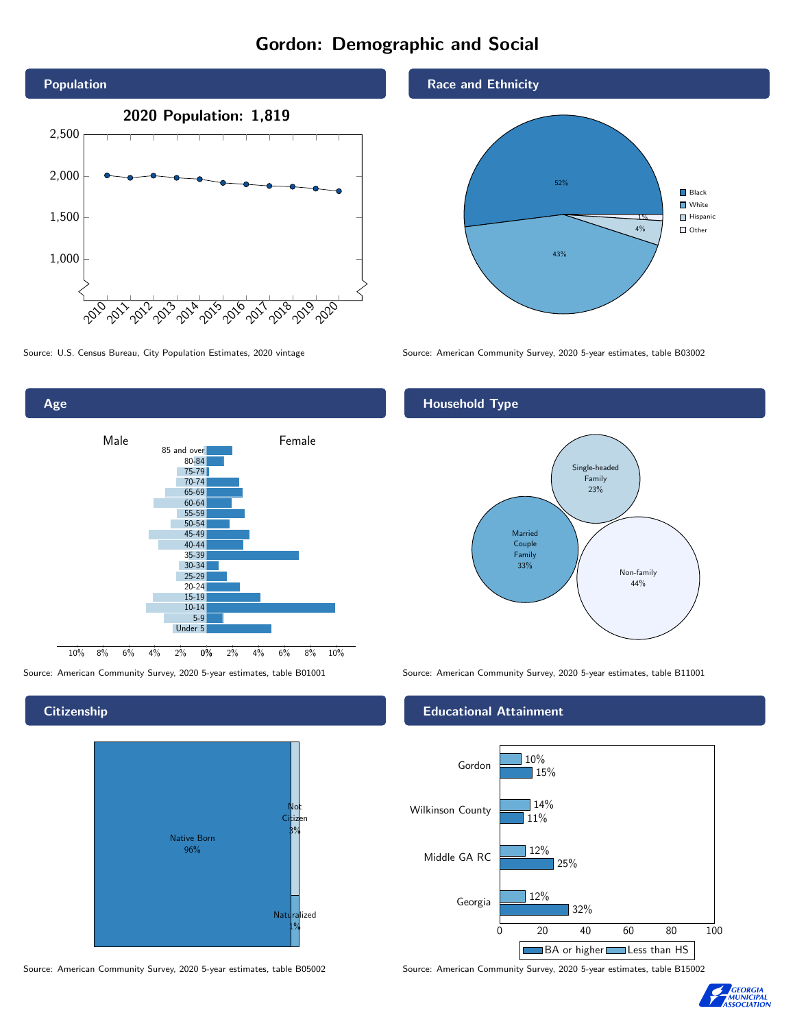# Gordon: Demographic and Social

## Population

**2020 Population: 1,819**

| Year | Population |
|---|---|
| 2010 | ~2,010 |
| 2011 | ~1,980 |
| 2012 | ~2,005 |
| 2013 | ~1,980 |
| 2014 | ~1,965 |
| 2015 | ~1,920 |
| 2016 | ~1,905 |
| 2017 | ~1,885 |
| 2018 | ~1,875 |
| 2019 | ~1,850 |
| 2020 | 1,819 |

Source: U.S. Census Bureau, City Population Estimates, 2020 vintage

## Race and Ethnicity

| Group | Share |
|---|---|
| Black | 52% |
| White | 43% |
| Hispanic | 4% |
| Other | 1% |

Source: American Community Survey, 2020 5-year estimates, table B03002

## Age

Male / Female

Age groups: 85 and over, 80-84, 75-79, 70-74, 65-69, 60-64, 55-59, 50-54, 45-49, 40-44, 35-39, 30-34, 25-29, 20-24, 15-19, 10-14, 5-9, Under 5

Source: American Community Survey, 2020 5-year estimates, table B01001

## Household Type

| Household Type | Share |
|---|---|
| Married Couple Family | 33% |
| Single-headed Family | 23% |
| Non-family | 44% |

Source: American Community Survey, 2020 5-year estimates, table B11001

## Citizenship

| Status | Share |
|---|---|
| Native Born | 96% |
| Not Citizen | 3% |
| Naturalized | 1% |

Source: American Community Survey, 2020 5-year estimates, table B05002

## Educational Attainment

| Area | Less than HS | BA or higher |
|---|---|---|
| Gordon | 10% | 15% |
| Wilkinson County | 14% | 11% |
| Middle GA RC | 12% | 25% |
| Georgia | 12% | 32% |

Source: American Community Survey, 2020 5-year estimates, table B15002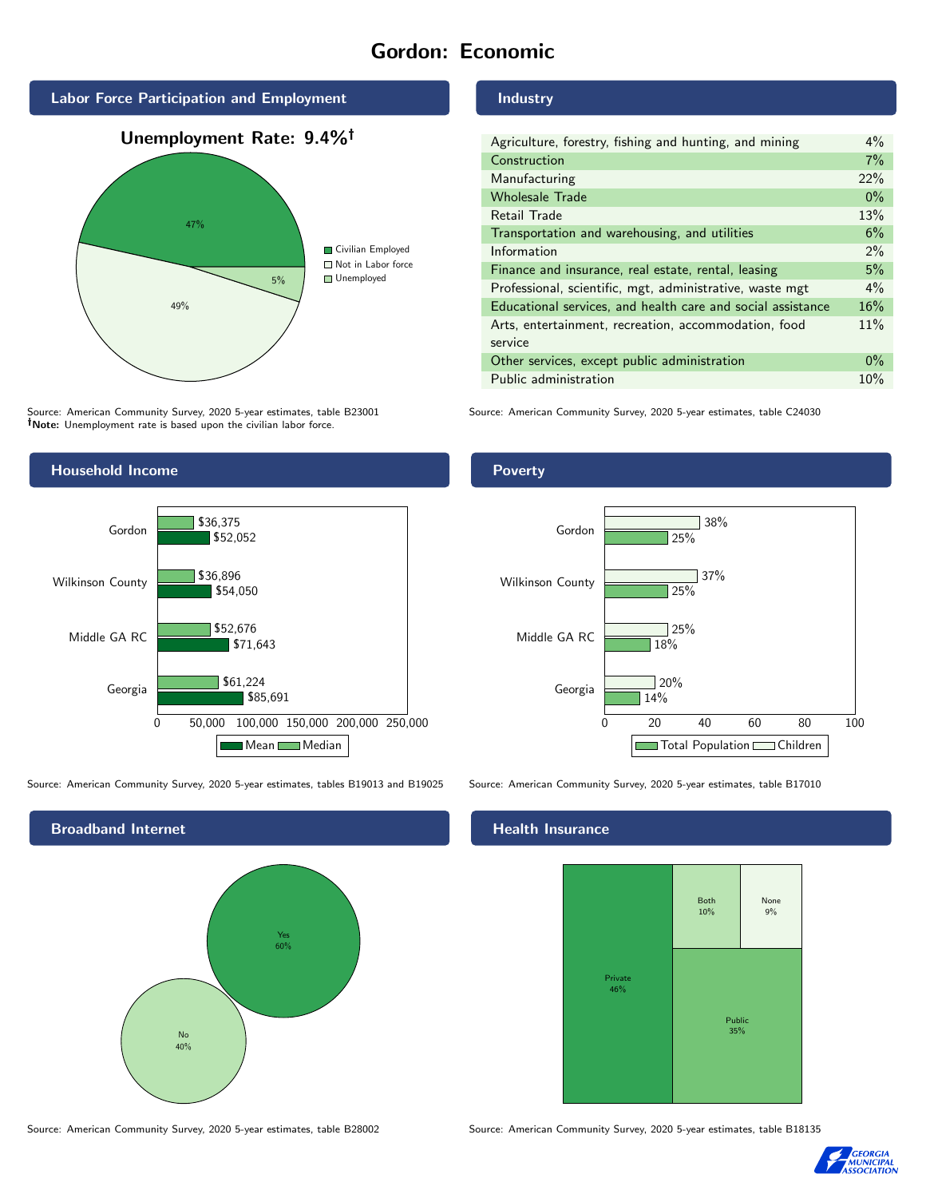# Gordon: Economic

## Labor Force Participation and Employment

**Unemployment Rate: 9.4%†**

| Category | Percent |
|---|---|
| Civilian Employed | 47% |
| Not in Labor force | 49% |
| Unemployed | 5% |

Source: American Community Survey, 2020 5-year estimates, table B23001
**†Note:** Unemployment rate is based upon the civilian labor force.

## Industry

| Industry | Percent |
|---|---|
| Agriculture, forestry, fishing and hunting, and mining | 4% |
| Construction | 7% |
| Manufacturing | 22% |
| Wholesale Trade | 0% |
| Retail Trade | 13% |
| Transportation and warehousing, and utilities | 6% |
| Information | 2% |
| Finance and insurance, real estate, rental, leasing | 5% |
| Professional, scientific, mgt, administrative, waste mgt | 4% |
| Educational services, and health care and social assistance | 16% |
| Arts, entertainment, recreation, accommodation, food service | 11% |
| Other services, except public administration | 0% |
| Public administration | 10% |

Source: American Community Survey, 2020 5-year estimates, table C24030

## Household Income

| | Median | Mean |
|---|---|---|
| Gordon | $36,375 | $52,052 |
| Wilkinson County | $36,896 | $54,050 |
| Middle GA RC | $52,676 | $71,643 |
| Georgia | $61,224 | $85,691 |

Source: American Community Survey, 2020 5-year estimates, tables B19013 and B19025

## Poverty

| | Children | Total Population |
|---|---|---|
| Gordon | 38% | 25% |
| Wilkinson County | 37% | 25% |
| Middle GA RC | 25% | 18% |
| Georgia | 20% | 14% |

Source: American Community Survey, 2020 5-year estimates, table B17010

## Broadband Internet

| | Percent |
|---|---|
| Yes | 60% |
| No | 40% |

Source: American Community Survey, 2020 5-year estimates, table B28002

## Health Insurance

| | Percent |
|---|---|
| Private | 46% |
| Public | 35% |
| Both | 10% |
| None | 9% |

Source: American Community Survey, 2020 5-year estimates, table B18135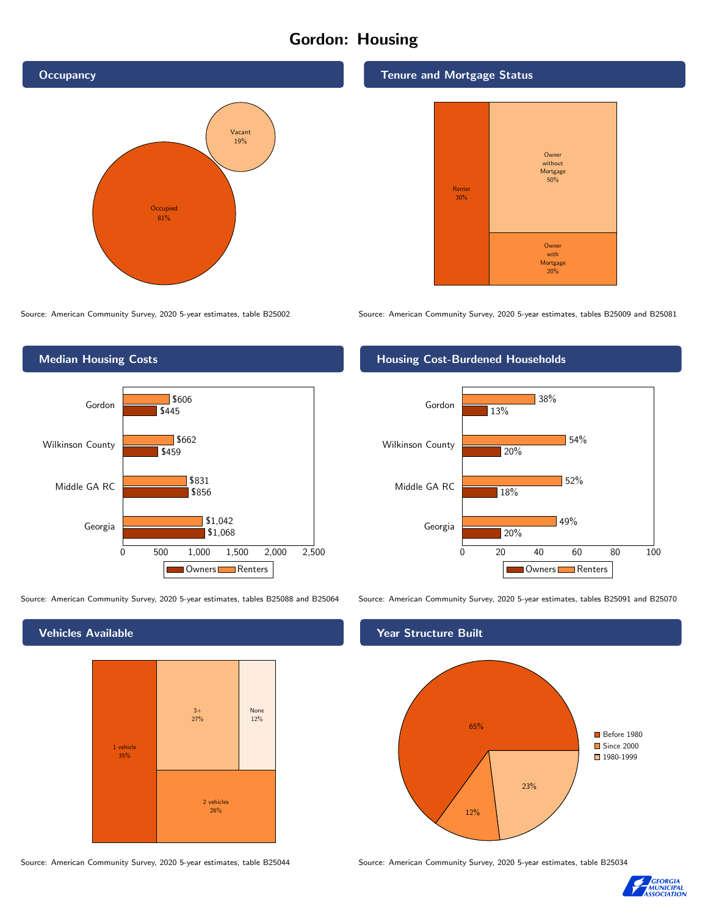# Gordon: Housing

## Occupancy

Vacant
19%

Occupied
81%

Source: American Community Survey, 2020 5-year estimates, table B25002

## Tenure and Mortgage Status

Renter
30%

Owner without Mortgage
50%

Owner with Mortgage
20%

Source: American Community Survey, 2020 5-year estimates, tables B25009 and B25081

## Median Housing Costs

Gordon
$606
$445

Wilkinson County
$662
$459

Middle GA RC
$831
$856

Georgia
$1,042
$1,068

0 500 1,000 1,500 2,000 2,500

Owners Renters

Source: American Community Survey, 2020 5-year estimates, tables B25088 and B25064

## Housing Cost-Burdened Households

Gordon
38%
13%

Wilkinson County
54%
20%

Middle GA RC
52%
18%

Georgia
49%
20%

0 20 40 60 80 100

Owners Renters

Source: American Community Survey, 2020 5-year estimates, tables B25091 and B25070

## Vehicles Available

1 vehicle
35%

3+
27%

None
12%

2 vehicles
26%

Source: American Community Survey, 2020 5-year estimates, table B25044

## Year Structure Built

65%

12%

23%

Before 1980
Since 2000
1980-1999

Source: American Community Survey, 2020 5-year estimates, table B25034